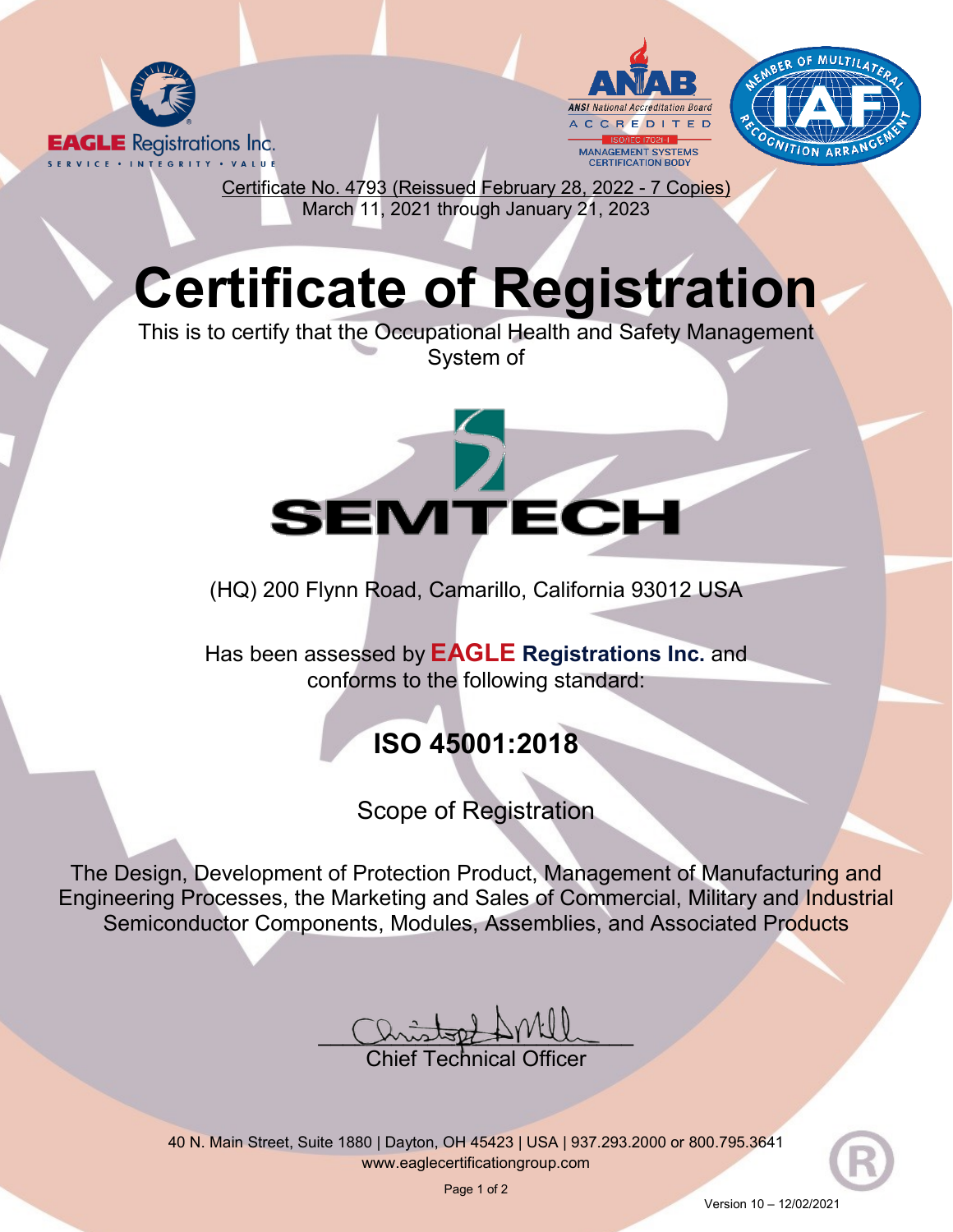EAGLE Registrations Inc.
SERVICE • INTEGRITY • VALUE

ANAB
ANSI National Accreditation Board
ACCREDITED
ISO/IEC 17021-1
MANAGEMENT SYSTEMS
CERTIFICATION BODY

MEMBER OF MULTILATERAL RECOGNITION ARRANGEMENT
IAF

Certificate No. 4793 (Reissued February 28, 2022 - 7 Copies)
March 11, 2021 through January 21, 2023

# Certificate of Registration

This is to certify that the Occupational Health and Safety Management System of

SEMTECH

(HQ) 200 Flynn Road, Camarillo, California 93012 USA

Has been assessed by **EAGLE Registrations Inc.** and conforms to the following standard:

## ISO 45001:2018

Scope of Registration

The Design, Development of Protection Product, Management of Manufacturing and Engineering Processes, the Marketing and Sales of Commercial, Military and Industrial Semiconductor Components, Modules, Assemblies, and Associated Products

Chief Technical Officer

40 N. Main Street, Suite 1880 | Dayton, OH 45423 | USA | 937.293.2000 or 800.795.3641
www.eaglecertificationgroup.com

Version 10 – 12/02/2021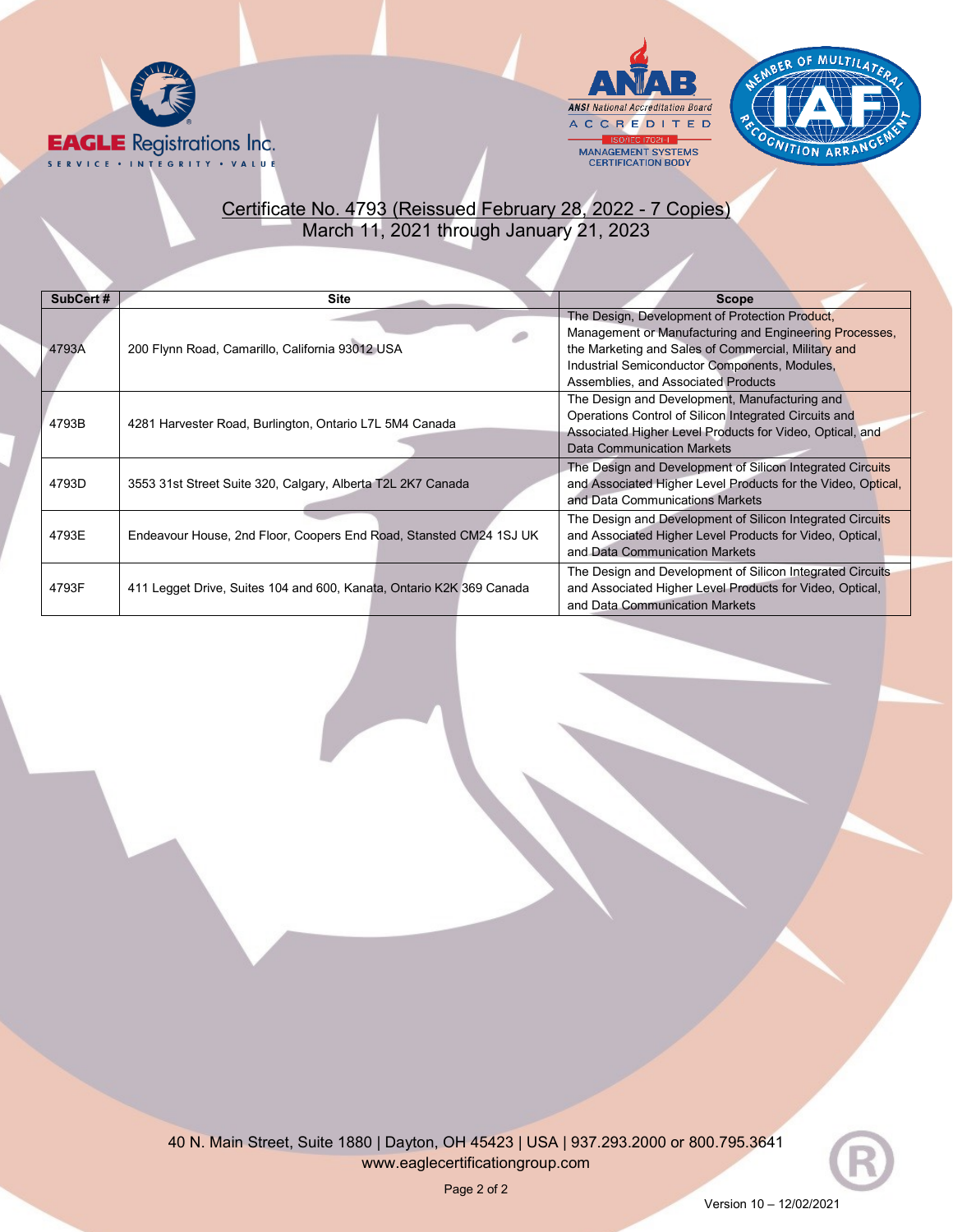EAGLE Registrations Inc.
SERVICE • INTEGRITY • VALUE

ANAB ANSI National Accreditation Board ACCREDITED ISO/IEC 17021-1 MANAGEMENT SYSTEMS CERTIFICATION BODY

MEMBER OF MULTILATERAL RECOGNITION ARRANGEMENT IAF

Certificate No. 4793 (Reissued February 28, 2022 - 7 Copies)
March 11, 2021 through January 21, 2023

| SubCert # | Site | Scope |
|---|---|---|
| 4793A | 200 Flynn Road, Camarillo, California 93012 USA | The Design, Development of Protection Product, Management or Manufacturing and Engineering Processes, the Marketing and Sales of Commercial, Military and Industrial Semiconductor Components, Modules, Assemblies, and Associated Products |
| 4793B | 4281 Harvester Road, Burlington, Ontario L7L 5M4 Canada | The Design and Development, Manufacturing and Operations Control of Silicon Integrated Circuits and Associated Higher Level Products for Video, Optical, and Data Communication Markets |
| 4793D | 3553 31st Street Suite 320, Calgary, Alberta T2L 2K7 Canada | The Design and Development of Silicon Integrated Circuits and Associated Higher Level Products for the Video, Optical, and Data Communications Markets |
| 4793E | Endeavour House, 2nd Floor, Coopers End Road, Stansted CM24 1SJ UK | The Design and Development of Silicon Integrated Circuits and Associated Higher Level Products for Video, Optical, and Data Communication Markets |
| 4793F | 411 Legget Drive, Suites 104 and 600, Kanata, Ontario K2K 369 Canada | The Design and Development of Silicon Integrated Circuits and Associated Higher Level Products for Video, Optical, and Data Communication Markets |

40 N. Main Street, Suite 1880 | Dayton, OH 45423 | USA | 937.293.2000 or 800.795.3641
www.eaglecertificationgroup.com

Version 10 – 12/02/2021